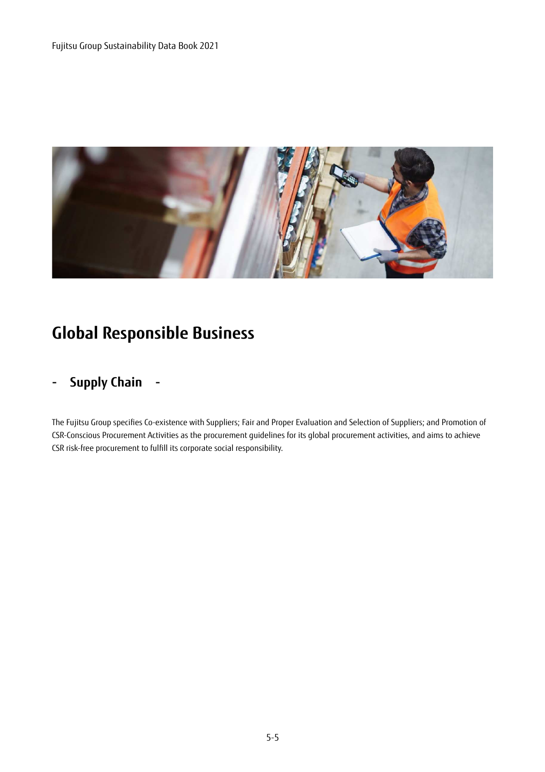# Global Responsible Business

## - Supply Chain -

The Fujitsu Group specifies Co-existence with Suppliers; Fair and Proper Evaluation and Selection of Suppliers; and Promotion of CSR-Conscious Procurement Activities as the procurement guidelines for its global procurement activities, and aims to achieve CSR risk-free procurement to fulfill its corporate social responsibility.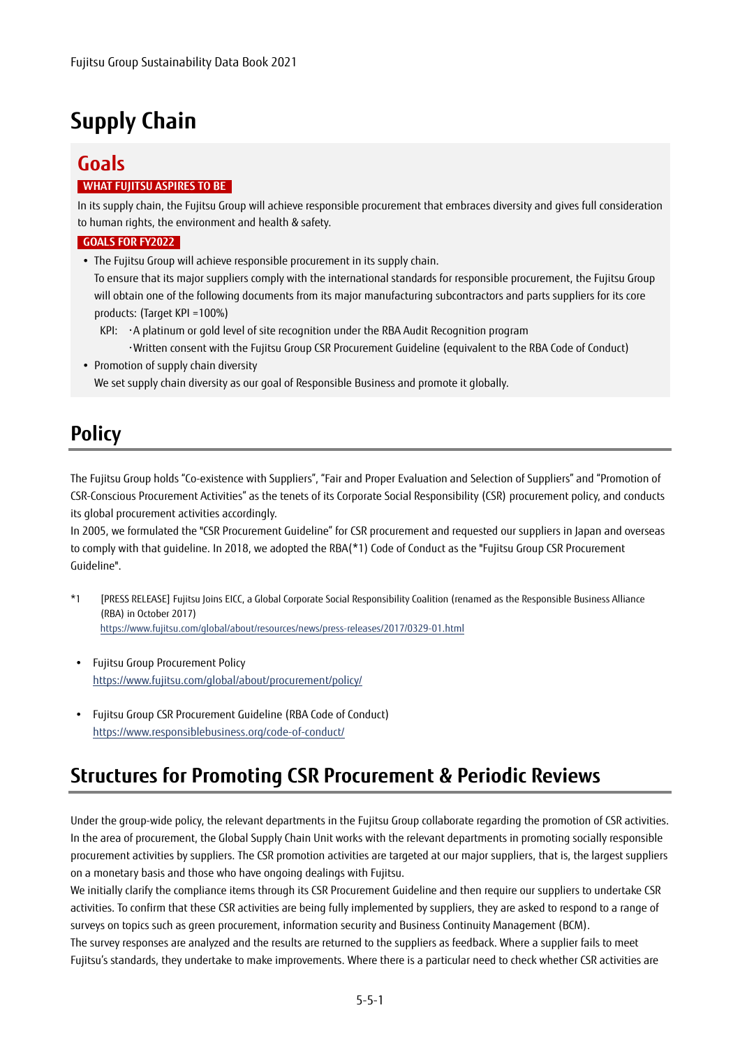# Supply Chain

## Goals

**WHAT FUJITSU ASPIRES TO BE**

In its supply chain, the Fujitsu Group will achieve responsible procurement that embraces diversity and gives full consideration to human rights, the environment and health & safety.

**GOALS FOR FY2022**

- The Fujitsu Group will achieve responsible procurement in its supply chain.
  To ensure that its major suppliers comply with the international standards for responsible procurement, the Fujitsu Group will obtain one of the following documents from its major manufacturing subcontractors and parts suppliers for its core products: (Target KPI =100%)
  KPI: ･A platinum or gold level of site recognition under the RBA Audit Recognition program
  ･Written consent with the Fujitsu Group CSR Procurement Guideline (equivalent to the RBA Code of Conduct)
- Promotion of supply chain diversity
  We set supply chain diversity as our goal of Responsible Business and promote it globally.

## Policy

The Fujitsu Group holds "Co-existence with Suppliers", "Fair and Proper Evaluation and Selection of Suppliers" and "Promotion of CSR-Conscious Procurement Activities" as the tenets of its Corporate Social Responsibility (CSR) procurement policy, and conducts its global procurement activities accordingly.
In 2005, we formulated the "CSR Procurement Guideline" for CSR procurement and requested our suppliers in Japan and overseas to comply with that guideline. In 2018, we adopted the RBA(*1) Code of Conduct as the "Fujitsu Group CSR Procurement Guideline".

*1 [PRESS RELEASE] Fujitsu Joins EICC, a Global Corporate Social Responsibility Coalition (renamed as the Responsible Business Alliance (RBA) in October 2017)
https://www.fujitsu.com/global/about/resources/news/press-releases/2017/0329-01.html

- Fujitsu Group Procurement Policy
  https://www.fujitsu.com/global/about/procurement/policy/
- Fujitsu Group CSR Procurement Guideline (RBA Code of Conduct)
  https://www.responsiblebusiness.org/code-of-conduct/

## Structures for Promoting CSR Procurement & Periodic Reviews

Under the group-wide policy, the relevant departments in the Fujitsu Group collaborate regarding the promotion of CSR activities. In the area of procurement, the Global Supply Chain Unit works with the relevant departments in promoting socially responsible procurement activities by suppliers. The CSR promotion activities are targeted at our major suppliers, that is, the largest suppliers on a monetary basis and those who have ongoing dealings with Fujitsu.
We initially clarify the compliance items through its CSR Procurement Guideline and then require our suppliers to undertake CSR activities. To confirm that these CSR activities are being fully implemented by suppliers, they are asked to respond to a range of surveys on topics such as green procurement, information security and Business Continuity Management (BCM).
The survey responses are analyzed and the results are returned to the suppliers as feedback. Where a supplier fails to meet Fujitsu's standards, they undertake to make improvements. Where there is a particular need to check whether CSR activities are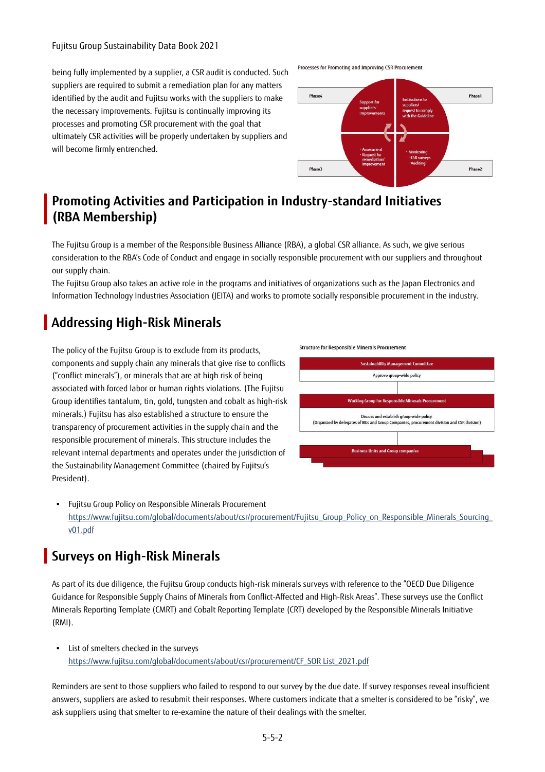being fully implemented by a supplier, a CSR audit is conducted. Such suppliers are required to submit a remediation plan for any matters identified by the audit and Fujitsu works with the suppliers to make the necessary improvements. Fujitsu is continually improving its processes and promoting CSR procurement with the goal that ultimately CSR activities will be properly undertaken by suppliers and will become firmly entrenched.

Processes for Promoting and Improving CSR Procurement

Phase1: Instructions to suppliers/ request to comply with the Guideline

Phase2: • Monitoring -CSR surveys -Auditing

Phase3: • Assessment • Request for remediation/ improvement

Phase4: Support for suppliers' improvements

## Promoting Activities and Participation in Industry-standard Initiatives (RBA Membership)

The Fujitsu Group is a member of the Responsible Business Alliance (RBA), a global CSR alliance. As such, we give serious consideration to the RBA's Code of Conduct and engage in socially responsible procurement with our suppliers and throughout our supply chain.

The Fujitsu Group also takes an active role in the programs and initiatives of organizations such as the Japan Electronics and Information Technology Industries Association (JEITA) and works to promote socially responsible procurement in the industry.

## Addressing High-Risk Minerals

The policy of the Fujitsu Group is to exclude from its products, components and supply chain any minerals that give rise to conflicts ("conflict minerals"), or minerals that are at high risk of being associated with forced labor or human rights violations. (The Fujitsu Group identifies tantalum, tin, gold, tungsten and cobalt as high-risk minerals.) Fujitsu has also established a structure to ensure the transparency of procurement activities in the supply chain and the responsible procurement of minerals. This structure includes the relevant internal departments and operates under the jurisdiction of the Sustainability Management Committee (chaired by Fujitsu's President).

Structure for Responsible Minerals Procurement

- Sustainability Management Committee
  - Approve group-wide policy
- Working Group for Responsible Minerals Procurement
  - Discuss and establish group-wide policy (Organized by delegates of BUs and Group Companies, procurement division and CSR division)
- Business Units and Group companies

- Fujitsu Group Policy on Responsible Minerals Procurement
  https://www.fujitsu.com/global/documents/about/csr/procurement/Fujitsu_Group_Policy_on_Responsible_Minerals_Sourcing_v01.pdf

## Surveys on High-Risk Minerals

As part of its due diligence, the Fujitsu Group conducts high-risk minerals surveys with reference to the "OECD Due Diligence Guidance for Responsible Supply Chains of Minerals from Conflict-Affected and High-Risk Areas". These surveys use the Conflict Minerals Reporting Template (CMRT) and Cobalt Reporting Template (CRT) developed by the Responsible Minerals Initiative (RMI).

- List of smelters checked in the surveys
  https://www.fujitsu.com/global/documents/about/csr/procurement/CF_SOR_List_2021.pdf

Reminders are sent to those suppliers who failed to respond to our survey by the due date. If survey responses reveal insufficient answers, suppliers are asked to resubmit their responses. Where customers indicate that a smelter is considered to be "risky", we ask suppliers using that smelter to re-examine the nature of their dealings with the smelter.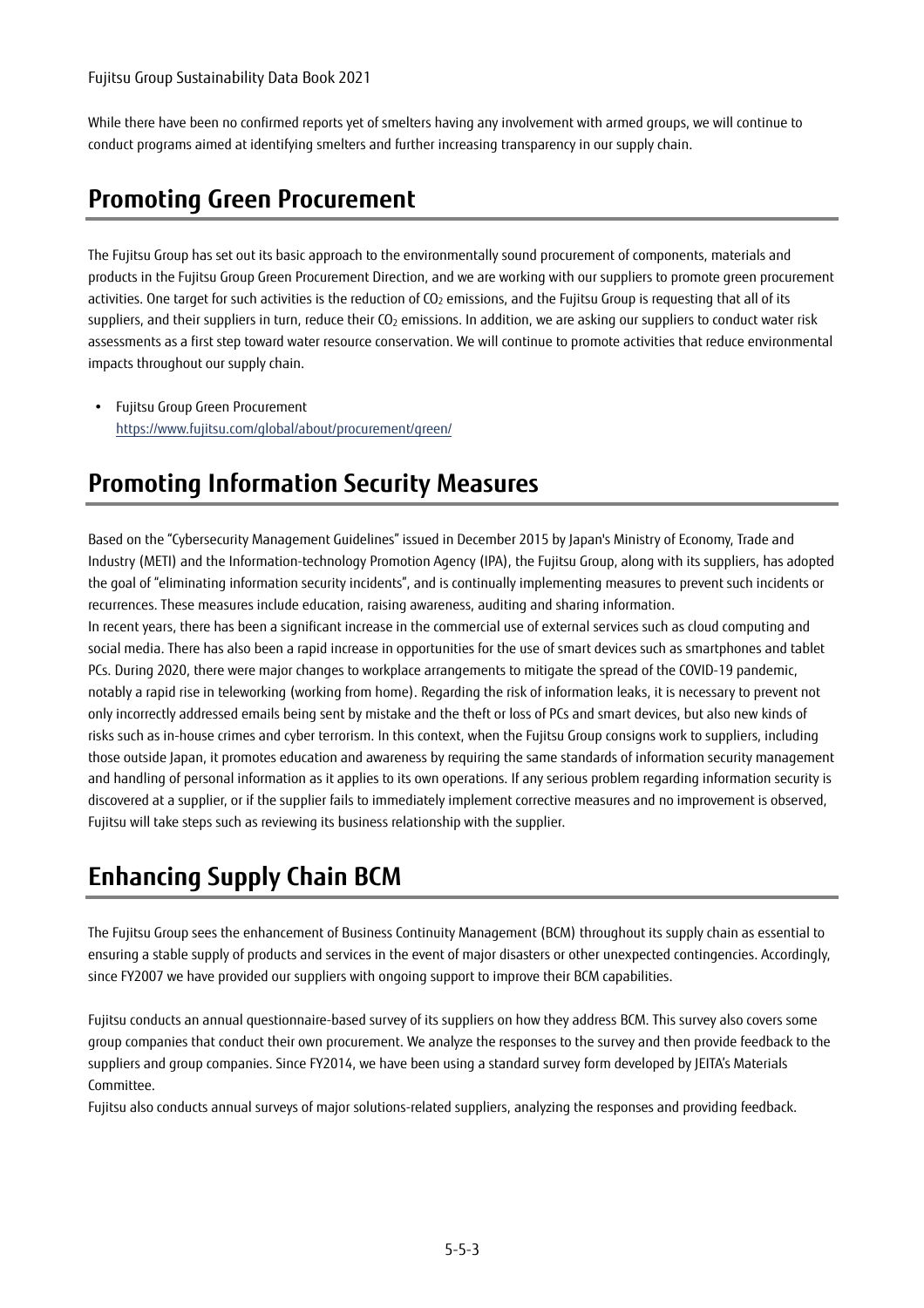While there have been no confirmed reports yet of smelters having any involvement with armed groups, we will continue to conduct programs aimed at identifying smelters and further increasing transparency in our supply chain.

## Promoting Green Procurement

The Fujitsu Group has set out its basic approach to the environmentally sound procurement of components, materials and products in the Fujitsu Group Green Procurement Direction, and we are working with our suppliers to promote green procurement activities. One target for such activities is the reduction of $CO_2$ emissions, and the Fujitsu Group is requesting that all of its suppliers, and their suppliers in turn, reduce their $CO_2$ emissions. In addition, we are asking our suppliers to conduct water risk assessments as a first step toward water resource conservation. We will continue to promote activities that reduce environmental impacts throughout our supply chain.

- Fujitsu Group Green Procurement
  https://www.fujitsu.com/global/about/procurement/green/

## Promoting Information Security Measures

Based on the "Cybersecurity Management Guidelines" issued in December 2015 by Japan's Ministry of Economy, Trade and Industry (METI) and the Information-technology Promotion Agency (IPA), the Fujitsu Group, along with its suppliers, has adopted the goal of "eliminating information security incidents", and is continually implementing measures to prevent such incidents or recurrences. These measures include education, raising awareness, auditing and sharing information.
In recent years, there has been a significant increase in the commercial use of external services such as cloud computing and social media. There has also been a rapid increase in opportunities for the use of smart devices such as smartphones and tablet PCs. During 2020, there were major changes to workplace arrangements to mitigate the spread of the COVID-19 pandemic, notably a rapid rise in teleworking (working from home). Regarding the risk of information leaks, it is necessary to prevent not only incorrectly addressed emails being sent by mistake and the theft or loss of PCs and smart devices, but also new kinds of risks such as in-house crimes and cyber terrorism. In this context, when the Fujitsu Group consigns work to suppliers, including those outside Japan, it promotes education and awareness by requiring the same standards of information security management and handling of personal information as it applies to its own operations. If any serious problem regarding information security is discovered at a supplier, or if the supplier fails to immediately implement corrective measures and no improvement is observed, Fujitsu will take steps such as reviewing its business relationship with the supplier.

## Enhancing Supply Chain BCM

The Fujitsu Group sees the enhancement of Business Continuity Management (BCM) throughout its supply chain as essential to ensuring a stable supply of products and services in the event of major disasters or other unexpected contingencies. Accordingly, since FY2007 we have provided our suppliers with ongoing support to improve their BCM capabilities.

Fujitsu conducts an annual questionnaire-based survey of its suppliers on how they address BCM. This survey also covers some group companies that conduct their own procurement. We analyze the responses to the survey and then provide feedback to the suppliers and group companies. Since FY2014, we have been using a standard survey form developed by JEITA's Materials Committee.
Fujitsu also conducts annual surveys of major solutions-related suppliers, analyzing the responses and providing feedback.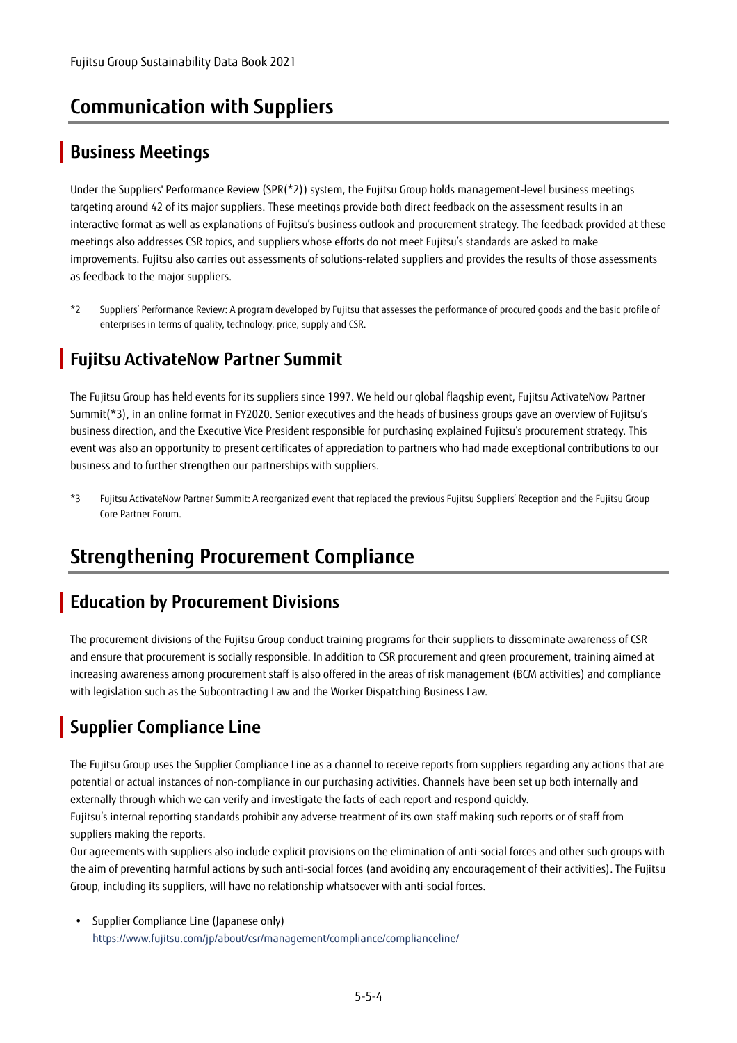# Communication with Suppliers

## Business Meetings

Under the Suppliers' Performance Review (SPR(*2)) system, the Fujitsu Group holds management-level business meetings targeting around 42 of its major suppliers. These meetings provide both direct feedback on the assessment results in an interactive format as well as explanations of Fujitsu's business outlook and procurement strategy. The feedback provided at these meetings also addresses CSR topics, and suppliers whose efforts do not meet Fujitsu's standards are asked to make improvements. Fujitsu also carries out assessments of solutions-related suppliers and provides the results of those assessments as feedback to the major suppliers.

*2 Suppliers' Performance Review: A program developed by Fujitsu that assesses the performance of procured goods and the basic profile of enterprises in terms of quality, technology, price, supply and CSR.

## Fujitsu ActivateNow Partner Summit

The Fujitsu Group has held events for its suppliers since 1997. We held our global flagship event, Fujitsu ActivateNow Partner Summit(*3), in an online format in FY2020. Senior executives and the heads of business groups gave an overview of Fujitsu's business direction, and the Executive Vice President responsible for purchasing explained Fujitsu's procurement strategy. This event was also an opportunity to present certificates of appreciation to partners who had made exceptional contributions to our business and to further strengthen our partnerships with suppliers.

*3 Fujitsu ActivateNow Partner Summit: A reorganized event that replaced the previous Fujitsu Suppliers' Reception and the Fujitsu Group Core Partner Forum.

# Strengthening Procurement Compliance

## Education by Procurement Divisions

The procurement divisions of the Fujitsu Group conduct training programs for their suppliers to disseminate awareness of CSR and ensure that procurement is socially responsible. In addition to CSR procurement and green procurement, training aimed at increasing awareness among procurement staff is also offered in the areas of risk management (BCM activities) and compliance with legislation such as the Subcontracting Law and the Worker Dispatching Business Law.

## Supplier Compliance Line

The Fujitsu Group uses the Supplier Compliance Line as a channel to receive reports from suppliers regarding any actions that are potential or actual instances of non-compliance in our purchasing activities. Channels have been set up both internally and externally through which we can verify and investigate the facts of each report and respond quickly.

Fujitsu's internal reporting standards prohibit any adverse treatment of its own staff making such reports or of staff from suppliers making the reports.

Our agreements with suppliers also include explicit provisions on the elimination of anti-social forces and other such groups with the aim of preventing harmful actions by such anti-social forces (and avoiding any encouragement of their activities). The Fujitsu Group, including its suppliers, will have no relationship whatsoever with anti-social forces.

- Supplier Compliance Line (Japanese only)
  https://www.fujitsu.com/jp/about/csr/management/compliance/complianceline/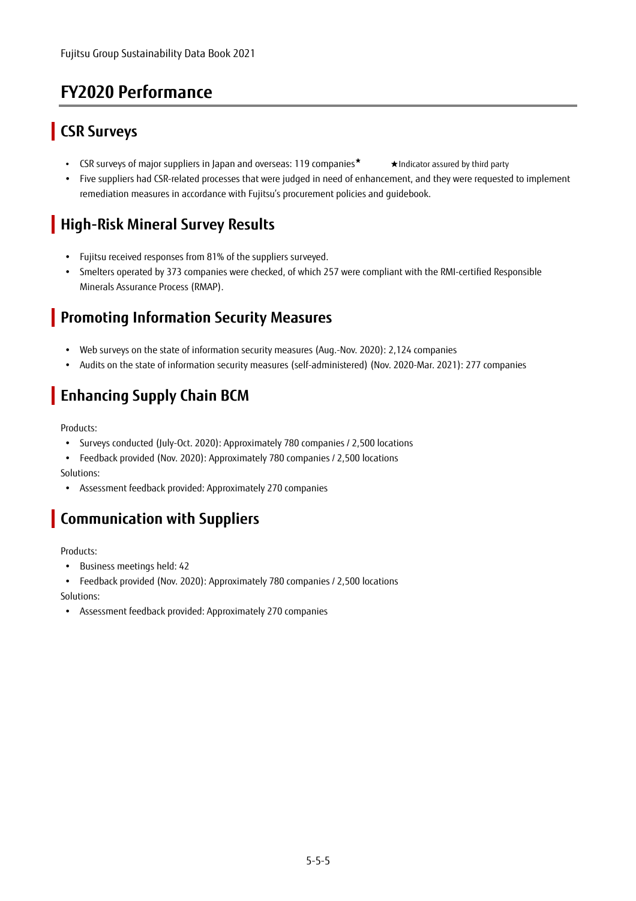# FY2020 Performance

## CSR Surveys

- CSR surveys of major suppliers in Japan and overseas: 119 companies★ ★Indicator assured by third party
- Five suppliers had CSR-related processes that were judged in need of enhancement, and they were requested to implement remediation measures in accordance with Fujitsu's procurement policies and guidebook.

## High-Risk Mineral Survey Results

- Fujitsu received responses from 81% of the suppliers surveyed.
- Smelters operated by 373 companies were checked, of which 257 were compliant with the RMI-certified Responsible Minerals Assurance Process (RMAP).

## Promoting Information Security Measures

- Web surveys on the state of information security measures (Aug.-Nov. 2020): 2,124 companies
- Audits on the state of information security measures (self-administered) (Nov. 2020-Mar. 2021): 277 companies

## Enhancing Supply Chain BCM

Products:

- Surveys conducted (July-Oct. 2020): Approximately 780 companies / 2,500 locations
- Feedback provided (Nov. 2020): Approximately 780 companies / 2,500 locations

Solutions:

- Assessment feedback provided: Approximately 270 companies

## Communication with Suppliers

Products:

- Business meetings held: 42
- Feedback provided (Nov. 2020): Approximately 780 companies / 2,500 locations

Solutions:

- Assessment feedback provided: Approximately 270 companies